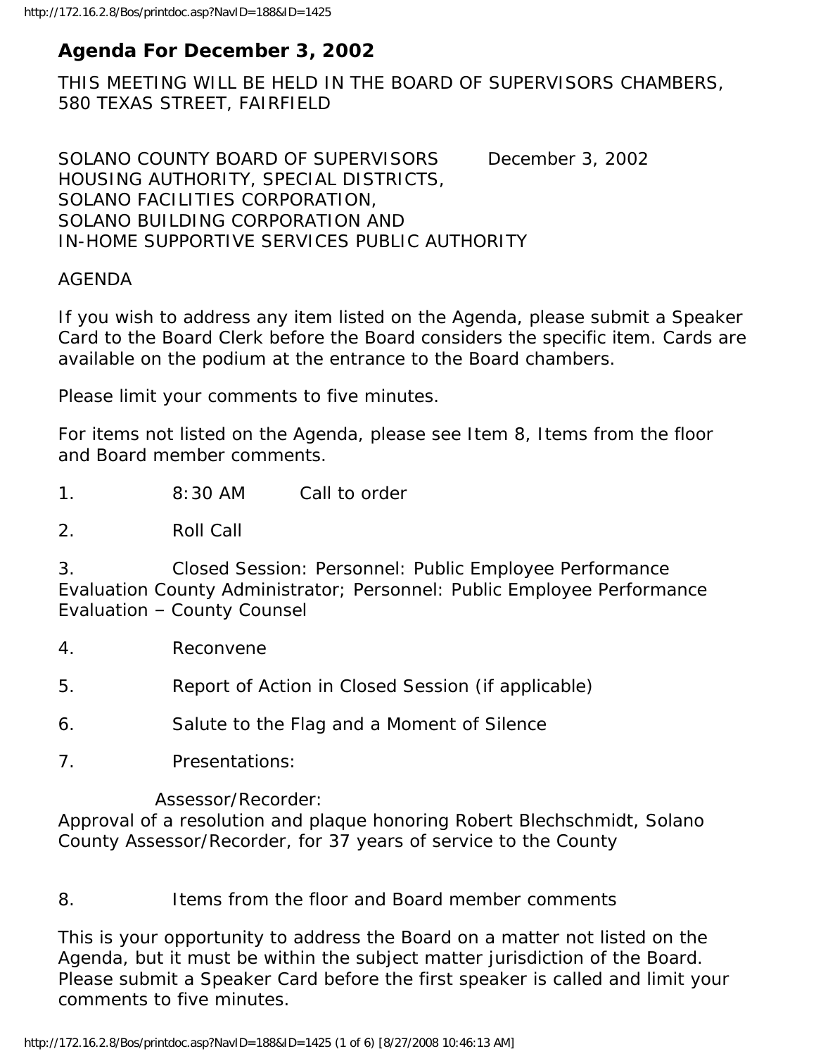# Agenda For December 3, 2002

THIS MEETING WILL BE HELD IN THE BOARD OF SUPERVISORS CHAMBERS, 580 TEXAS STREET, FAIRFIELD

SOLANO COUNTY BOARD OF SUPERVISORS December 3, 2002
HOUSING AUTHORITY, SPECIAL DISTRICTS,
SOLANO FACILITIES CORPORATION,
SOLANO BUILDING CORPORATION AND
IN-HOME SUPPORTIVE SERVICES PUBLIC AUTHORITY

AGENDA

If you wish to address any item listed on the Agenda, please submit a Speaker Card to the Board Clerk before the Board considers the specific item. Cards are available on the podium at the entrance to the Board chambers.

Please limit your comments to five minutes.

For items not listed on the Agenda, please see Item 8, Items from the floor and Board member comments.

1. 8:30 AM Call to order

2. Roll Call

3. Closed Session: Personnel: Public Employee Performance Evaluation County Administrator; Personnel: Public Employee Performance Evaluation – County Counsel

4. Reconvene

5. Report of Action in Closed Session (if applicable)

6. Salute to the Flag and a Moment of Silence

7. Presentations:

Assessor/Recorder:
Approval of a resolution and plaque honoring Robert Blechschmidt, Solano County Assessor/Recorder, for 37 years of service to the County

8. Items from the floor and Board member comments

This is your opportunity to address the Board on a matter not listed on the Agenda, but it must be within the subject matter jurisdiction of the Board. Please submit a Speaker Card before the first speaker is called and limit your comments to five minutes.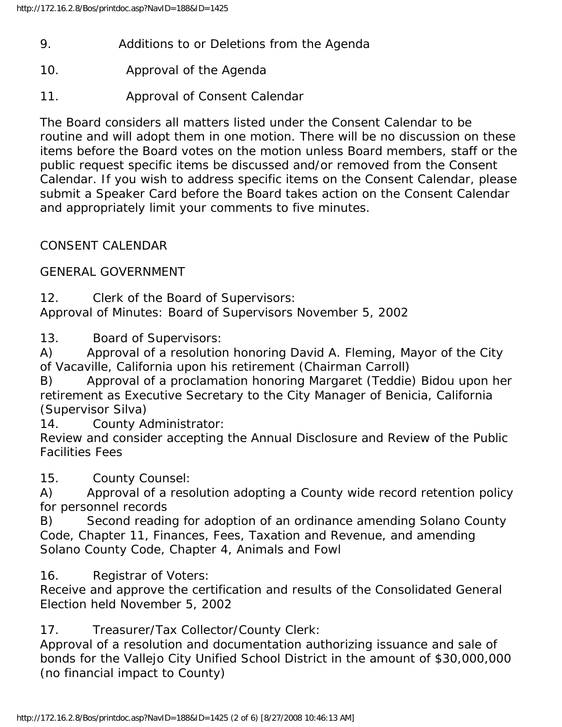9. Additions to or Deletions from the Agenda

10. Approval of the Agenda

11. Approval of Consent Calendar

The Board considers all matters listed under the Consent Calendar to be routine and will adopt them in one motion. There will be no discussion on these items before the Board votes on the motion unless Board members, staff or the public request specific items be discussed and/or removed from the Consent Calendar. If you wish to address specific items on the Consent Calendar, please submit a Speaker Card before the Board takes action on the Consent Calendar and appropriately limit your comments to five minutes.

CONSENT CALENDAR

GENERAL GOVERNMENT

12. Clerk of the Board of Supervisors:
Approval of Minutes: Board of Supervisors November 5, 2002

13. Board of Supervisors:
A) Approval of a resolution honoring David A. Fleming, Mayor of the City of Vacaville, California upon his retirement (Chairman Carroll)
B) Approval of a proclamation honoring Margaret (Teddie) Bidou upon her retirement as Executive Secretary to the City Manager of Benicia, California (Supervisor Silva)

14. County Administrator:
Review and consider accepting the Annual Disclosure and Review of the Public Facilities Fees

15. County Counsel:
A) Approval of a resolution adopting a County wide record retention policy for personnel records
B) Second reading for adoption of an ordinance amending Solano County Code, Chapter 11, Finances, Fees, Taxation and Revenue, and amending Solano County Code, Chapter 4, Animals and Fowl

16. Registrar of Voters:
Receive and approve the certification and results of the Consolidated General Election held November 5, 2002

17. Treasurer/Tax Collector/County Clerk:
Approval of a resolution and documentation authorizing issuance and sale of bonds for the Vallejo City Unified School District in the amount of $30,000,000 (no financial impact to County)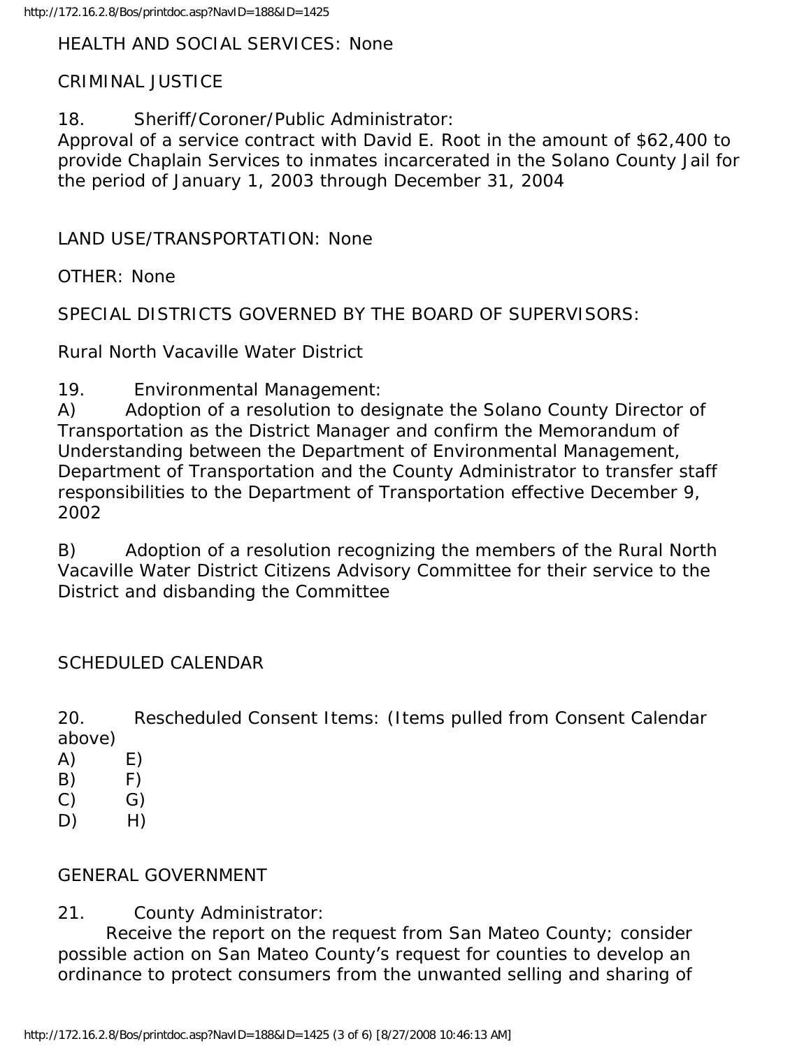HEALTH AND SOCIAL SERVICES: None

CRIMINAL JUSTICE

18. Sheriff/Coroner/Public Administrator:
Approval of a service contract with David E. Root in the amount of $62,400 to provide Chaplain Services to inmates incarcerated in the Solano County Jail for the period of January 1, 2003 through December 31, 2004

LAND USE/TRANSPORTATION: None

OTHER: None

SPECIAL DISTRICTS GOVERNED BY THE BOARD OF SUPERVISORS:

Rural North Vacaville Water District

19. Environmental Management:
A) Adoption of a resolution to designate the Solano County Director of Transportation as the District Manager and confirm the Memorandum of Understanding between the Department of Environmental Management, Department of Transportation and the County Administrator to transfer staff responsibilities to the Department of Transportation effective December 9, 2002

B) Adoption of a resolution recognizing the members of the Rural North Vacaville Water District Citizens Advisory Committee for their service to the District and disbanding the Committee

SCHEDULED CALENDAR

20. Rescheduled Consent Items: (Items pulled from Consent Calendar above)
A) E)
B) F)
C) G)
D) H)

GENERAL GOVERNMENT

21. County Administrator:
Receive the report on the request from San Mateo County; consider possible action on San Mateo County's request for counties to develop an ordinance to protect consumers from the unwanted selling and sharing of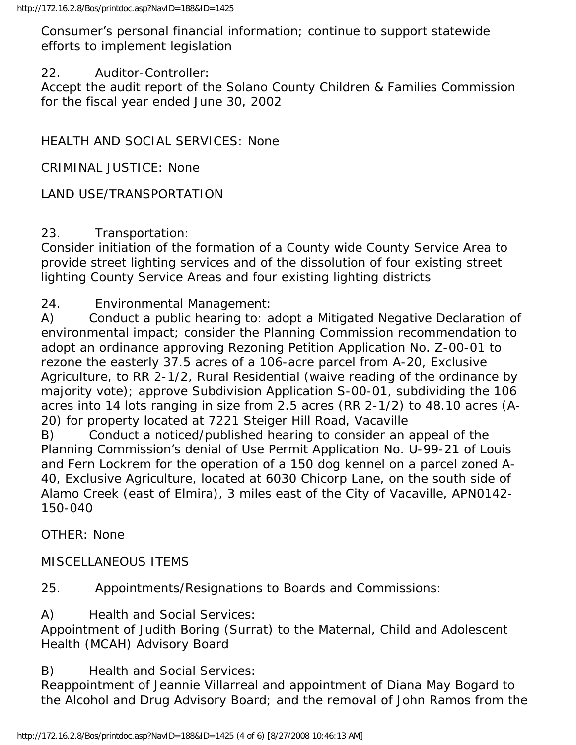Consumer's personal financial information; continue to support statewide efforts to implement legislation

22. Auditor-Controller:
Accept the audit report of the Solano County Children & Families Commission for the fiscal year ended June 30, 2002

HEALTH AND SOCIAL SERVICES: None

CRIMINAL JUSTICE: None

LAND USE/TRANSPORTATION

23. Transportation:
Consider initiation of the formation of a County wide County Service Area to provide street lighting services and of the dissolution of four existing street lighting County Service Areas and four existing lighting districts

24. Environmental Management:
A) Conduct a public hearing to: adopt a Mitigated Negative Declaration of environmental impact; consider the Planning Commission recommendation to adopt an ordinance approving Rezoning Petition Application No. Z-00-01 to rezone the easterly 37.5 acres of a 106-acre parcel from A-20, Exclusive Agriculture, to RR 2-1/2, Rural Residential (waive reading of the ordinance by majority vote); approve Subdivision Application S-00-01, subdividing the 106 acres into 14 lots ranging in size from 2.5 acres (RR 2-1/2) to 48.10 acres (A-20) for property located at 7221 Steiger Hill Road, Vacaville
B) Conduct a noticed/published hearing to consider an appeal of the Planning Commission's denial of Use Permit Application No. U-99-21 of Louis and Fern Lockrem for the operation of a 150 dog kennel on a parcel zoned A-40, Exclusive Agriculture, located at 6030 Chicorp Lane, on the south side of Alamo Creek (east of Elmira), 3 miles east of the City of Vacaville, APN0142-150-040

OTHER: None

MISCELLANEOUS ITEMS

25. Appointments/Resignations to Boards and Commissions:

A) Health and Social Services:
Appointment of Judith Boring (Surrat) to the Maternal, Child and Adolescent Health (MCAH) Advisory Board

B) Health and Social Services:
Reappointment of Jeannie Villarreal and appointment of Diana May Bogard to the Alcohol and Drug Advisory Board; and the removal of John Ramos from the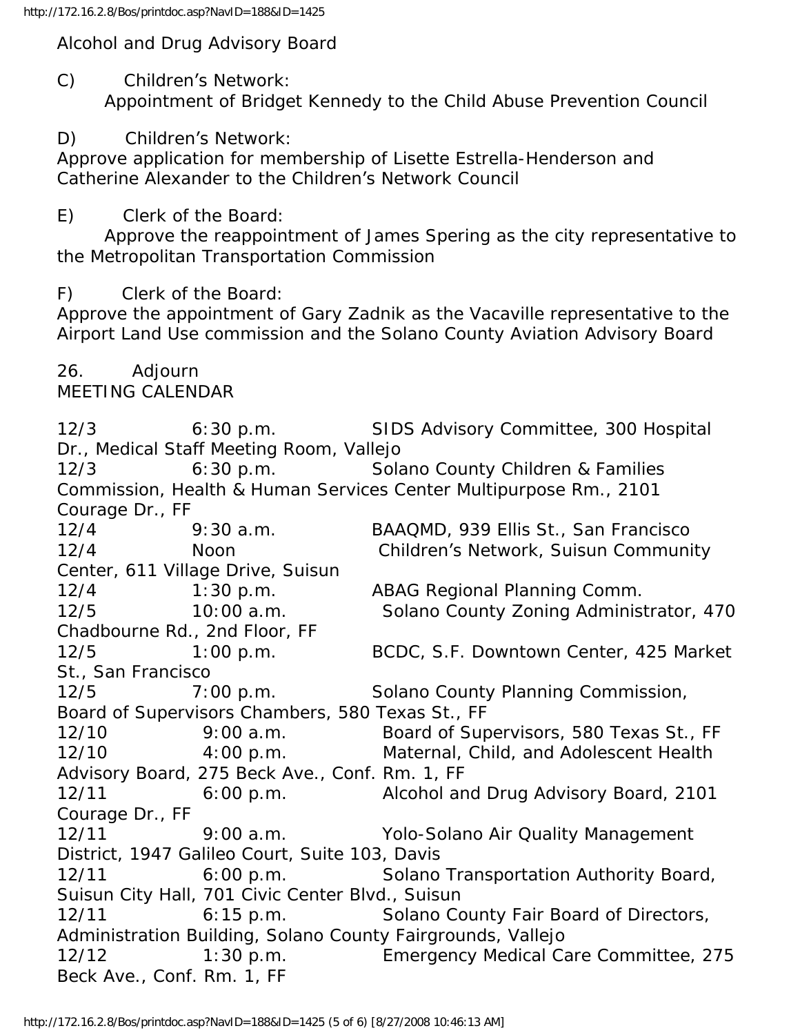Alcohol and Drug Advisory Board

C) Children's Network:
Appointment of Bridget Kennedy to the Child Abuse Prevention Council

D) Children's Network:
Approve application for membership of Lisette Estrella-Henderson and Catherine Alexander to the Children's Network Council

E) Clerk of the Board:
Approve the reappointment of James Spering as the city representative to the Metropolitan Transportation Commission

F) Clerk of the Board:
Approve the appointment of Gary Zadnik as the Vacaville representative to the Airport Land Use commission and the Solano County Aviation Advisory Board

26. Adjourn

MEETING CALENDAR

12/3 6:30 p.m. SIDS Advisory Committee, 300 Hospital Dr., Medical Staff Meeting Room, Vallejo
12/3 6:30 p.m. Solano County Children & Families Commission, Health & Human Services Center Multipurpose Rm., 2101 Courage Dr., FF
12/4 9:30 a.m. BAAQMD, 939 Ellis St., San Francisco
12/4 Noon Children's Network, Suisun Community Center, 611 Village Drive, Suisun
12/4 1:30 p.m. ABAG Regional Planning Comm.
12/5 10:00 a.m. Solano County Zoning Administrator, 470 Chadbourne Rd., 2nd Floor, FF
12/5 1:00 p.m. BCDC, S.F. Downtown Center, 425 Market St., San Francisco
12/5 7:00 p.m. Solano County Planning Commission, Board of Supervisors Chambers, 580 Texas St., FF
12/10 9:00 a.m. Board of Supervisors, 580 Texas St., FF
12/10 4:00 p.m. Maternal, Child, and Adolescent Health Advisory Board, 275 Beck Ave., Conf. Rm. 1, FF
12/11 6:00 p.m. Alcohol and Drug Advisory Board, 2101 Courage Dr., FF
12/11 9:00 a.m. Yolo-Solano Air Quality Management District, 1947 Galileo Court, Suite 103, Davis
12/11 6:00 p.m. Solano Transportation Authority Board, Suisun City Hall, 701 Civic Center Blvd., Suisun
12/11 6:15 p.m. Solano County Fair Board of Directors, Administration Building, Solano County Fairgrounds, Vallejo
12/12 1:30 p.m. Emergency Medical Care Committee, 275 Beck Ave., Conf. Rm. 1, FF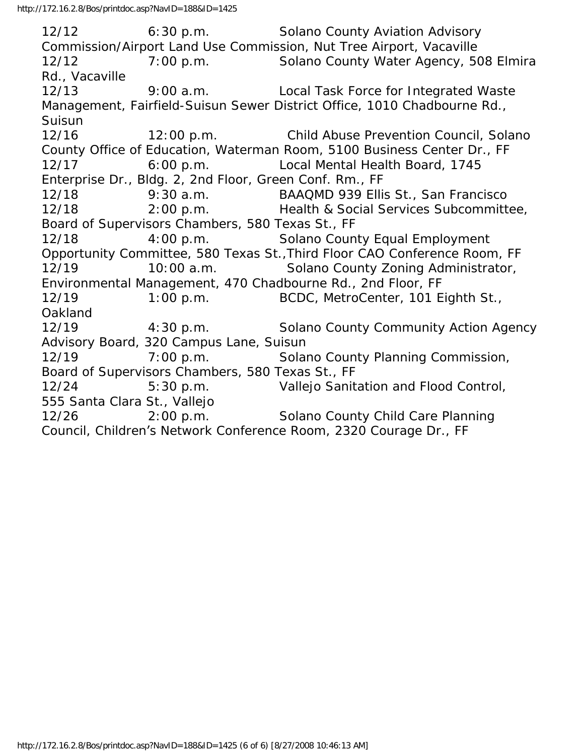12/12 6:30 p.m. Solano County Aviation Advisory Commission/Airport Land Use Commission, Nut Tree Airport, Vacaville

12/12 7:00 p.m. Solano County Water Agency, 508 Elmira Rd., Vacaville

12/13 9:00 a.m. Local Task Force for Integrated Waste Management, Fairfield-Suisun Sewer District Office, 1010 Chadbourne Rd., Suisun

12/16 12:00 p.m. Child Abuse Prevention Council, Solano County Office of Education, Waterman Room, 5100 Business Center Dr., FF

12/17 6:00 p.m. Local Mental Health Board, 1745 Enterprise Dr., Bldg. 2, 2nd Floor, Green Conf. Rm., FF

12/18 9:30 a.m. BAAQMD 939 Ellis St., San Francisco

12/18 2:00 p.m. Health & Social Services Subcommittee, Board of Supervisors Chambers, 580 Texas St., FF

12/18 4:00 p.m. Solano County Equal Employment Opportunity Committee, 580 Texas St.,Third Floor CAO Conference Room, FF

12/19 10:00 a.m. Solano County Zoning Administrator, Environmental Management, 470 Chadbourne Rd., 2nd Floor, FF

12/19 1:00 p.m. BCDC, MetroCenter, 101 Eighth St., Oakland

12/19 4:30 p.m. Solano County Community Action Agency Advisory Board, 320 Campus Lane, Suisun

12/19 7:00 p.m. Solano County Planning Commission, Board of Supervisors Chambers, 580 Texas St., FF

12/24 5:30 p.m. Vallejo Sanitation and Flood Control, 555 Santa Clara St., Vallejo

12/26 2:00 p.m. Solano County Child Care Planning Council, Children's Network Conference Room, 2320 Courage Dr., FF